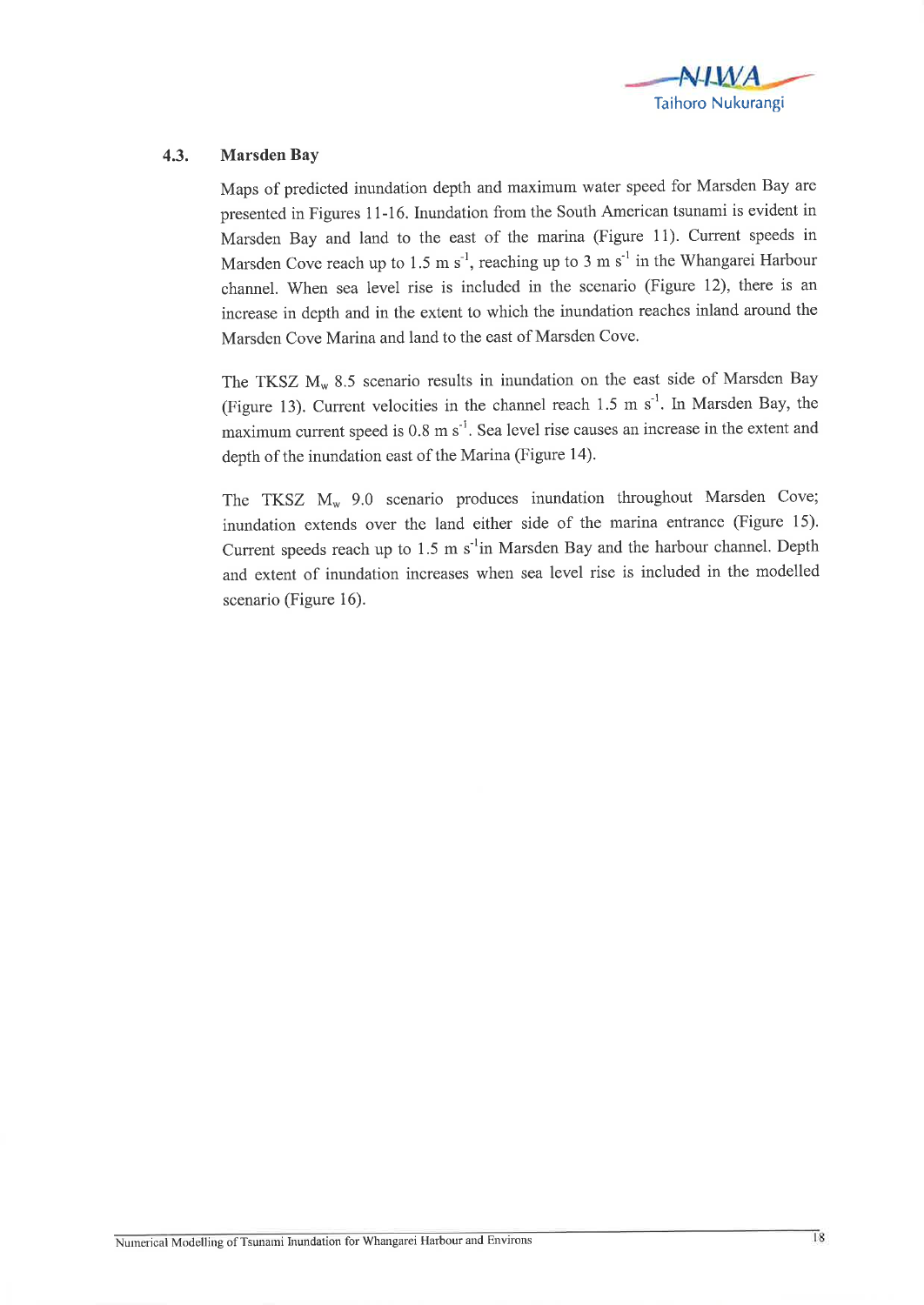## 4.3. Marsden Bay

Maps of predicted inundation depth and maximum water speed for Marsden Bay are presented in Figures 11-16. Inundation from the South American tsunami is evident in Marsden Bay and land to the east of the marina (Figure 11). Current speeds in Marsden Cove reach up to 1.5 m $s^{-1}$, reaching up to 3 m $s^{-1}$ in the Whangarei Harbour channel. When sea level rise is included in the scenario (Figure 12), there is an increase in depth and in the extent to which the inundation reaches inland around the Marsden Cove Marina and land to the east of Marsden Cove.

The TKSZ $M_w$ 8.5 scenario results in inundation on the east side of Marsden Bay (Figure 13). Current velocities in the channel reach 1.5 m $s^{-1}$. In Marsden Bay, the maximum current speed is 0.8 m $s^{-1}$. Sea level rise causes an increase in the extent and depth of the inundation east of the Marina (Figure 14).

The TKSZ $M_w$ 9.0 scenario produces inundation throughout Marsden Cove; inundation extends over the land either side of the marina entrance (Figure 15). Current speeds reach up to 1.5 m $s^{-1}$in Marsden Bay and the harbour channel. Depth and extent of inundation increases when sea level rise is included in the modelled scenario (Figure 16).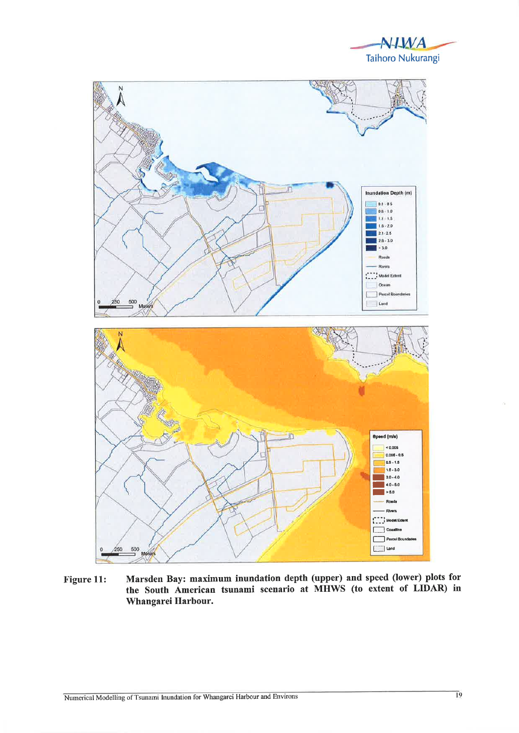Figure 11: **Marsden Bay: maximum inundation depth (upper) and speed (lower) plots for the South American tsunami scenario at MHWS (to extent of LIDAR) in Whangarei Harbour.**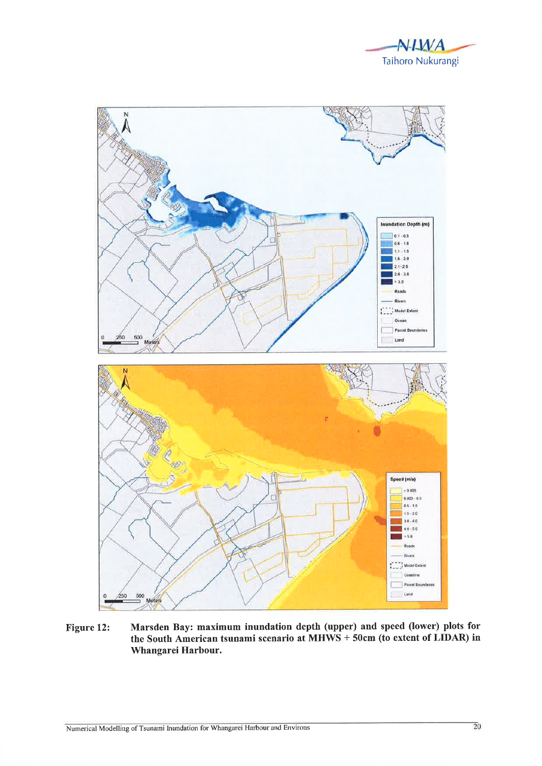**Figure 12:** **Marsden Bay: maximum inundation depth (upper) and speed (lower) plots for the South American tsunami scenario at MHWS + 50cm (to extent of LIDAR) in Whangarei Harbour.**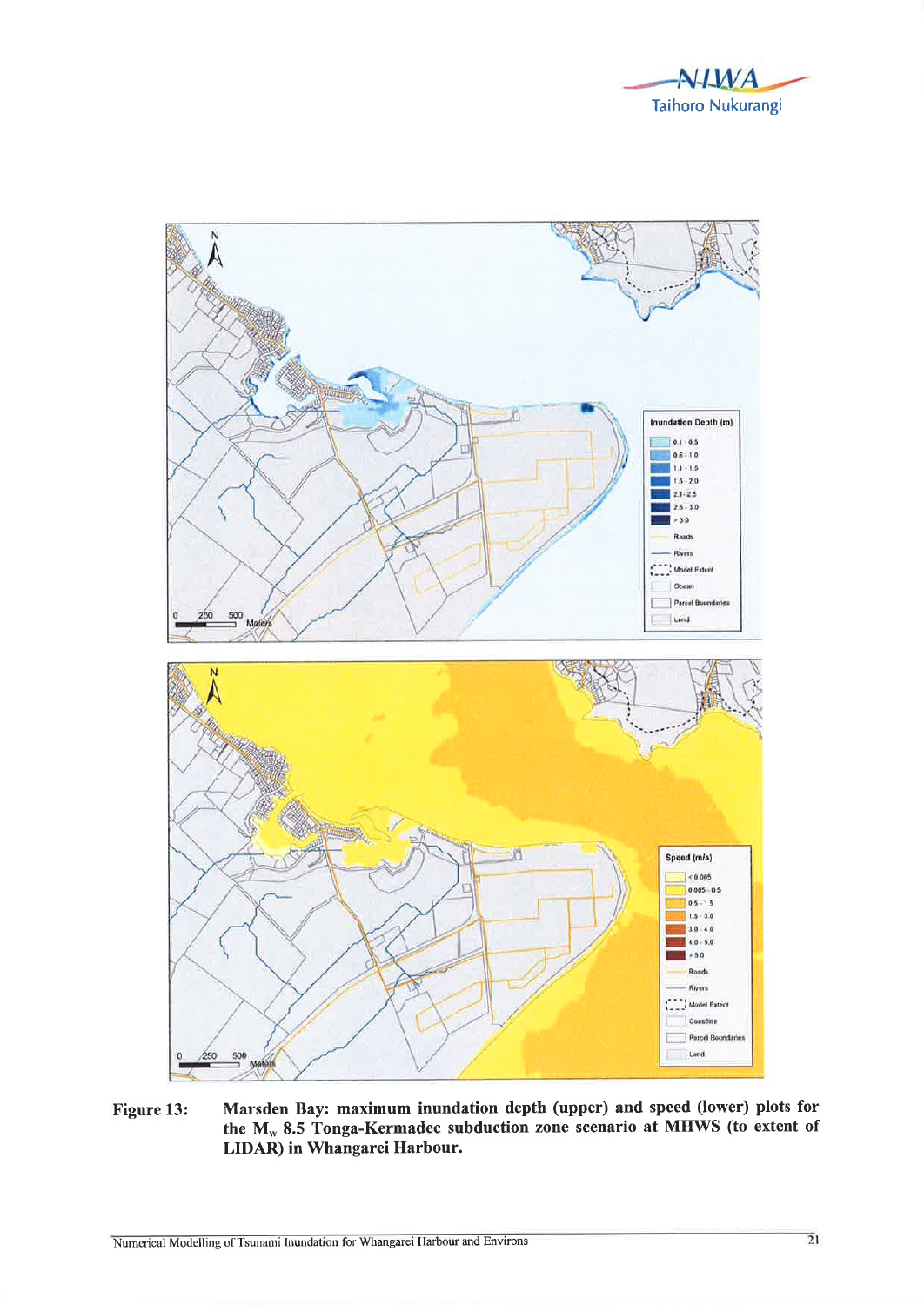**Figure 13:** **Marsden Bay: maximum inundation depth (upper) and speed (lower) plots for the $M_w$ 8.5 Tonga-Kermadec subduction zone scenario at MHWS (to extent of LIDAR) in Whangarei Harbour.**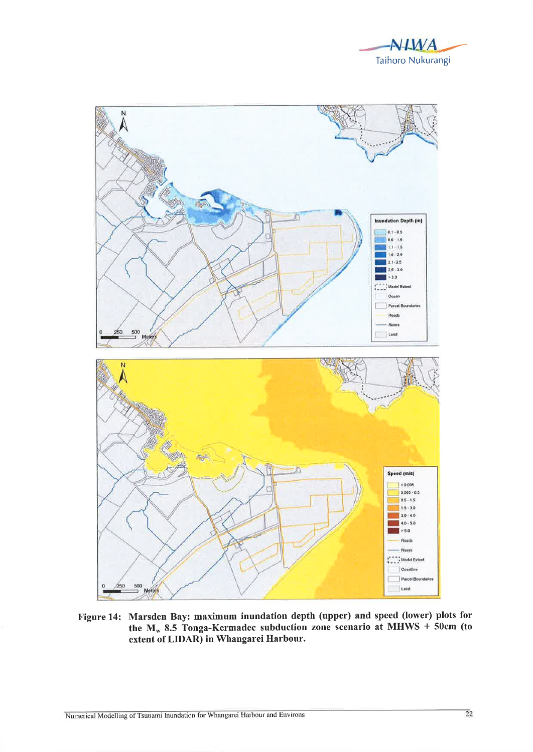Figure 14: Marsden Bay: maximum inundation depth (upper) and speed (lower) plots for the $M_w$ 8.5 Tonga-Kermadec subduction zone scenario at MHWS + 50cm (to extent of LIDAR) in Whangarei Harbour.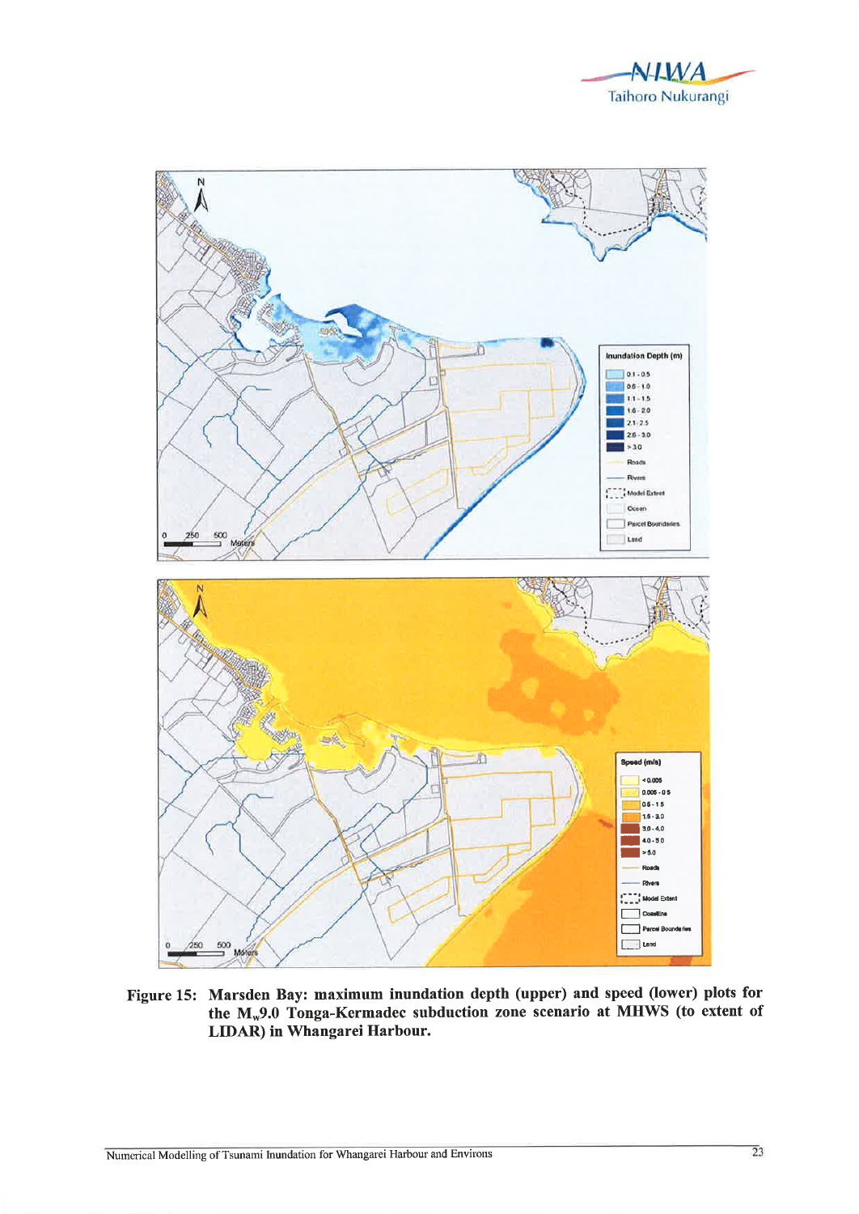Figure 15: Marsden Bay: maximum inundation depth (upper) and speed (lower) plots for the $M_w$9.0 Tonga-Kermadec subduction zone scenario at MHWS (to extent of LIDAR) in Whangarei Harbour.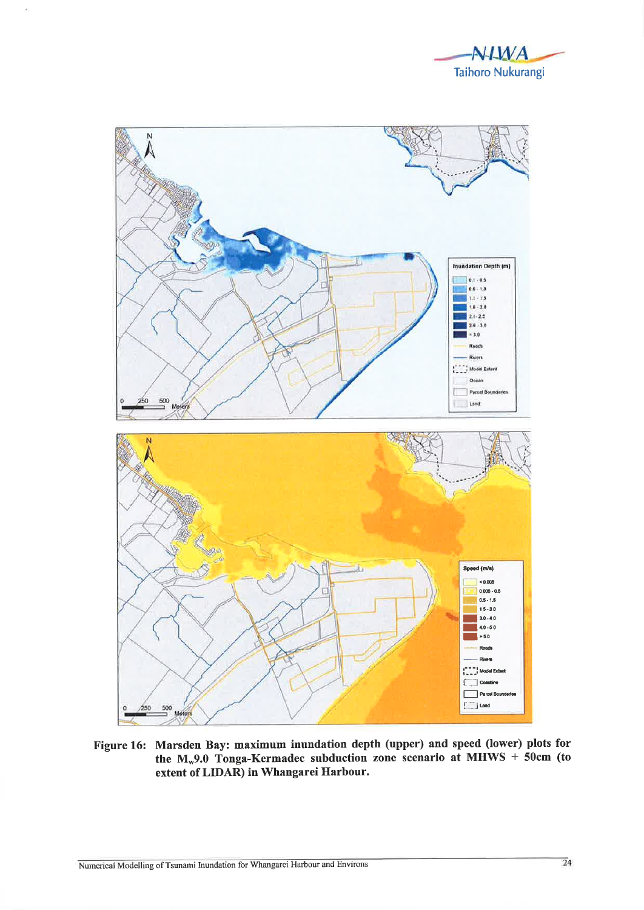N
0 250 500 Meters

Inundation Depth (m)
0.1 - 0.5
0.6 - 1.0
1.1 - 1.5
1.6 - 2.0
2.1 - 2.5
2.6 - 3.0
> 3.0
Roads
Rivers
Model Extent
Ocean
Parcel Boundaries
Land

N
0 250 500 Meters

Speed (m/s)
< 0.005
0.005 - 0.5
0.5 - 1.5
1.5 - 3.0
3.0 - 4.0
4.0 - 5.0
> 5.0
Roads
Rivers
Model Extent
Coastline
Parcel Boundaries
Land

**Figure 16: Marsden Bay: maximum inundation depth (upper) and speed (lower) plots for the $M_w$9.0 Tonga-Kermadec subduction zone scenario at MHWS + 50cm (to extent of LIDAR) in Whangarei Harbour.**